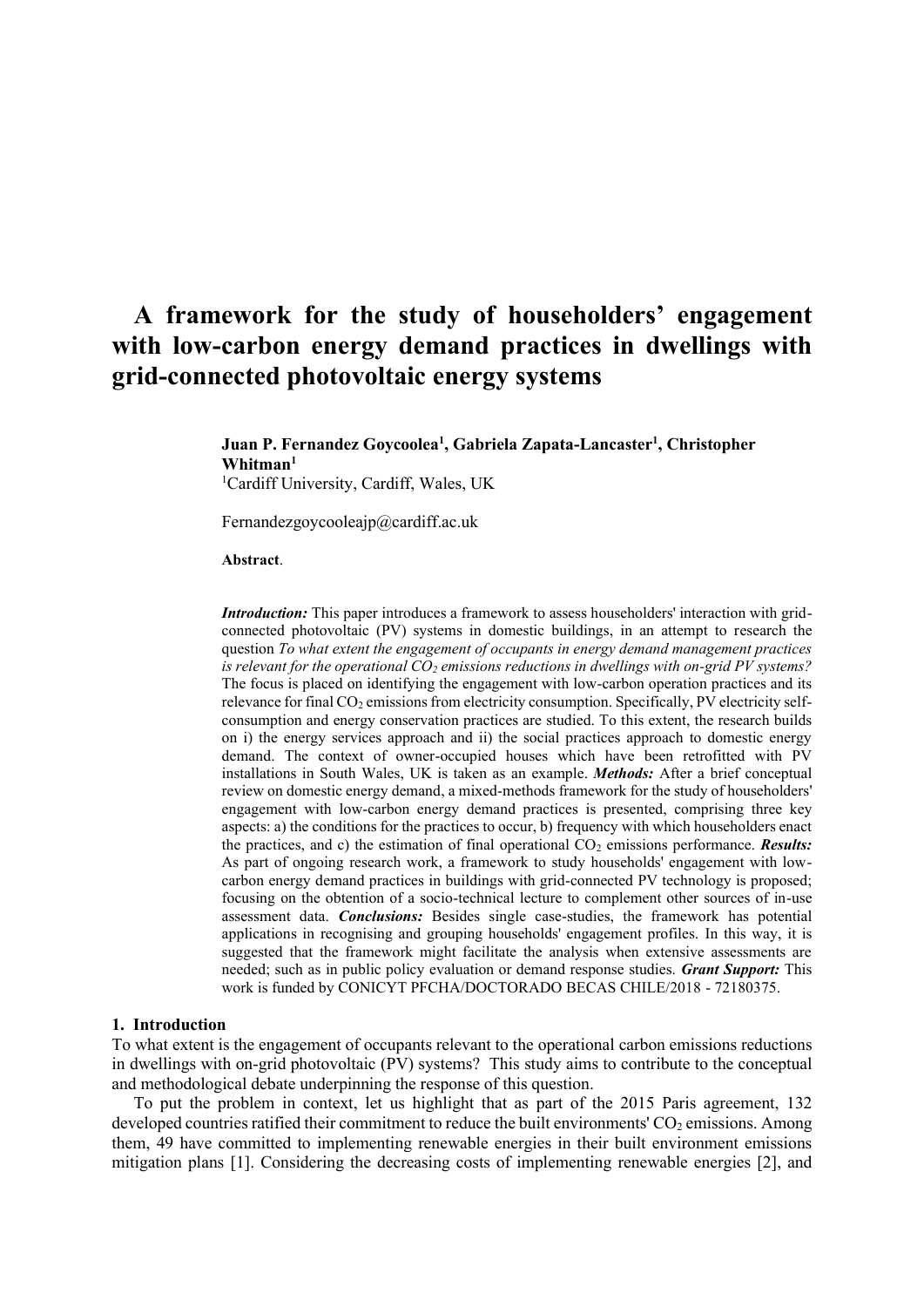# A framework for the study of householders' engagement with low-carbon energy demand practices in dwellings with grid-connected photovoltaic energy systems

**Juan P. Fernandez Goycoolea[1], Gabriela Zapata-Lancaster[1], Christopher Whitman[1]**

[1]Cardiff University, Cardiff, Wales, UK

Fernandezgoycooleajp@cardiff.ac.uk

**Abstract**.

***Introduction:*** This paper introduces a framework to assess householders' interaction with grid-connected photovoltaic (PV) systems in domestic buildings, in an attempt to research the question *To what extent the engagement of occupants in energy demand management practices is relevant for the operational $CO_2$ emissions reductions in dwellings with on-grid PV systems?* The focus is placed on identifying the engagement with low-carbon operation practices and its relevance for final $CO_2$ emissions from electricity consumption. Specifically, PV electricity self-consumption and energy conservation practices are studied. To this extent, the research builds on i) the energy services approach and ii) the social practices approach to domestic energy demand. The context of owner-occupied houses which have been retrofitted with PV installations in South Wales, UK is taken as an example. ***Methods:*** After a brief conceptual review on domestic energy demand, a mixed-methods framework for the study of householders' engagement with low-carbon energy demand practices is presented, comprising three key aspects: a) the conditions for the practices to occur, b) frequency with which householders enact the practices, and c) the estimation of final operational $CO_2$ emissions performance. ***Results:*** As part of ongoing research work, a framework to study households' engagement with low-carbon energy demand practices in buildings with grid-connected PV technology is proposed; focusing on the obtention of a socio-technical lecture to complement other sources of in-use assessment data. ***Conclusions:*** Besides single case-studies, the framework has potential applications in recognising and grouping households' engagement profiles. In this way, it is suggested that the framework might facilitate the analysis when extensive assessments are needed; such as in public policy evaluation or demand response studies. ***Grant Support:*** This work is funded by CONICYT PFCHA/DOCTORADO BECAS CHILE/2018 - 72180375.

## 1. Introduction

To what extent is the engagement of occupants relevant to the operational carbon emissions reductions in dwellings with on-grid photovoltaic (PV) systems? This study aims to contribute to the conceptual and methodological debate underpinning the response of this question.

To put the problem in context, let us highlight that as part of the 2015 Paris agreement, 132 developed countries ratified their commitment to reduce the built environments' $CO_2$ emissions. Among them, 49 have committed to implementing renewable energies in their built environment emissions mitigation plans [1]. Considering the decreasing costs of implementing renewable energies [2], and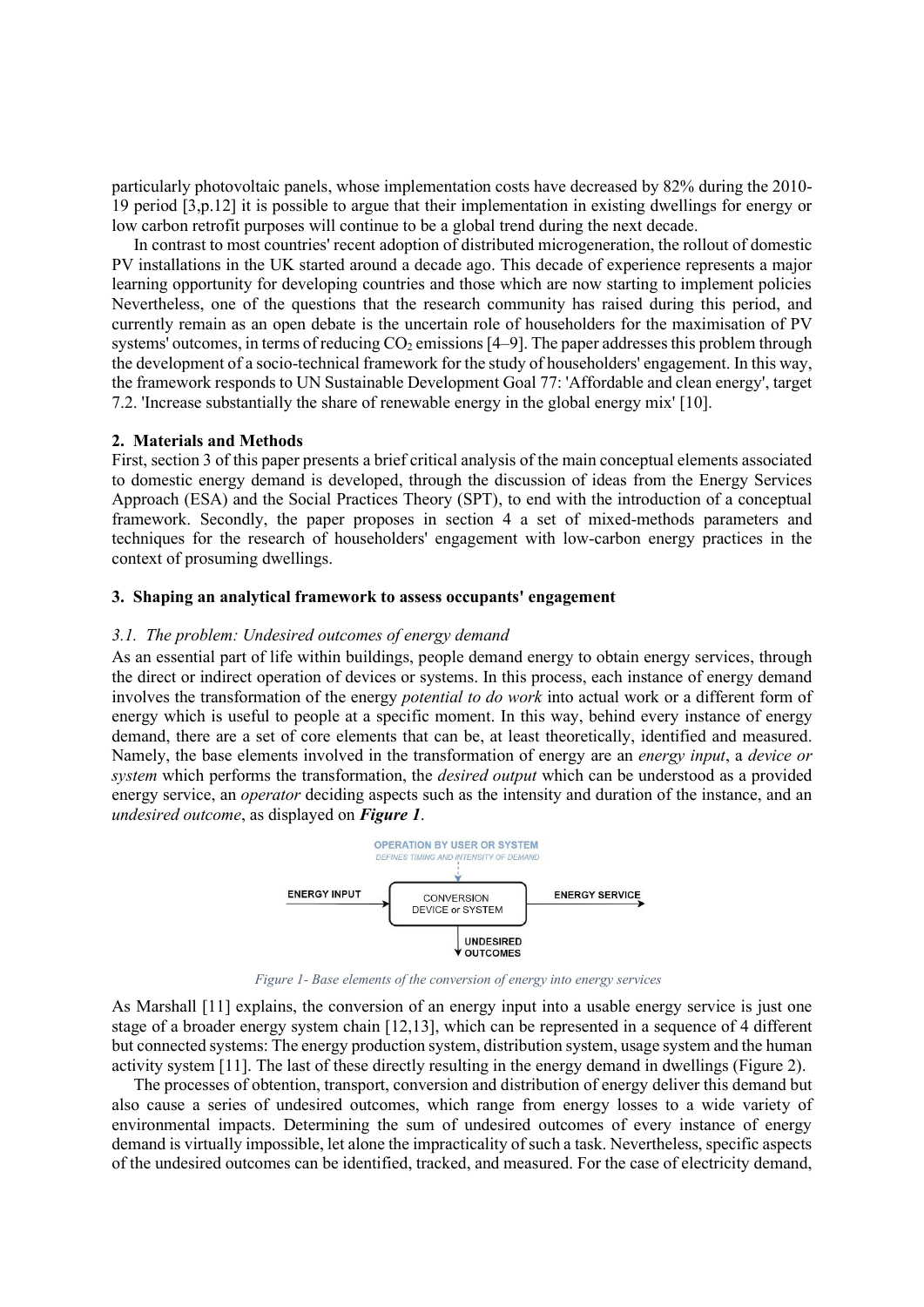particularly photovoltaic panels, whose implementation costs have decreased by 82% during the 2010-19 period [3,p.12] it is possible to argue that their implementation in existing dwellings for energy or low carbon retrofit purposes will continue to be a global trend during the next decade.

In contrast to most countries' recent adoption of distributed microgeneration, the rollout of domestic PV installations in the UK started around a decade ago. This decade of experience represents a major learning opportunity for developing countries and those which are now starting to implement policies Nevertheless, one of the questions that the research community has raised during this period, and currently remain as an open debate is the uncertain role of householders for the maximisation of PV systems' outcomes, in terms of reducing $CO_2$ emissions [4–9]. The paper addresses this problem through the development of a socio-technical framework for the study of householders' engagement. In this way, the framework responds to UN Sustainable Development Goal 77: 'Affordable and clean energy', target 7.2. 'Increase substantially the share of renewable energy in the global energy mix' [10].

## 2. Materials and Methods

First, section 3 of this paper presents a brief critical analysis of the main conceptual elements associated to domestic energy demand is developed, through the discussion of ideas from the Energy Services Approach (ESA) and the Social Practices Theory (SPT), to end with the introduction of a conceptual framework. Secondly, the paper proposes in section 4 a set of mixed-methods parameters and techniques for the research of householders' engagement with low-carbon energy practices in the context of prosuming dwellings.

## 3. Shaping an analytical framework to assess occupants' engagement

### 3.1. The problem: Undesired outcomes of energy demand

As an essential part of life within buildings, people demand energy to obtain energy services, through the direct or indirect operation of devices or systems. In this process, each instance of energy demand involves the transformation of the energy *potential to do work* into actual work or a different form of energy which is useful to people at a specific moment. In this way, behind every instance of energy demand, there are a set of core elements that can be, at least theoretically, identified and measured. Namely, the base elements involved in the transformation of energy are an *energy input*, a *device or system* which performs the transformation, the *desired output* which can be understood as a provided energy service, an *operator* deciding aspects such as the intensity and duration of the instance, and an *undesired outcome*, as displayed on ***Figure 1***.

OPERATION BY USER OR SYSTEM
DEFINES TIMING AND INTENSITY OF DEMAND

ENERGY INPUT → CONVERSION DEVICE or SYSTEM → ENERGY SERVICE

UNDESIRED OUTCOMES

*Figure 1- Base elements of the conversion of energy into energy services*

As Marshall [11] explains, the conversion of an energy input into a usable energy service is just one stage of a broader energy system chain [12,13], which can be represented in a sequence of 4 different but connected systems: The energy production system, distribution system, usage system and the human activity system [11]. The last of these directly resulting in the energy demand in dwellings (Figure 2).

The processes of obtention, transport, conversion and distribution of energy deliver this demand but also cause a series of undesired outcomes, which range from energy losses to a wide variety of environmental impacts. Determining the sum of undesired outcomes of every instance of energy demand is virtually impossible, let alone the impracticality of such a task. Nevertheless, specific aspects of the undesired outcomes can be identified, tracked, and measured. For the case of electricity demand,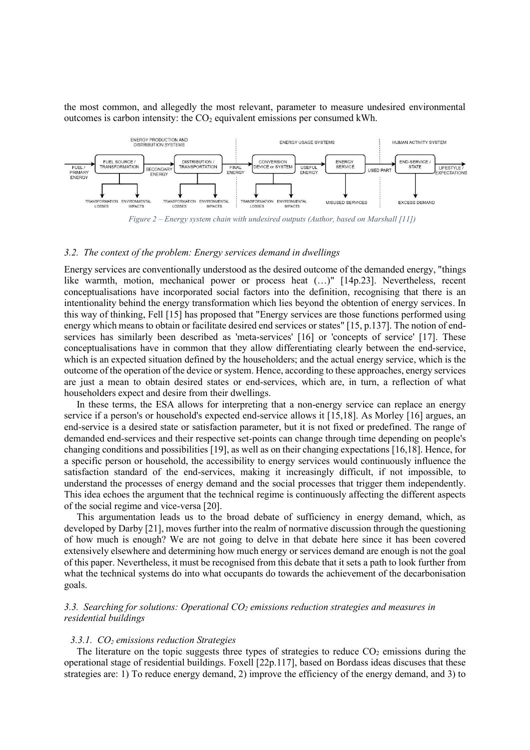the most common, and allegedly the most relevant, parameter to measure undesired environmental outcomes is carbon intensity: the $CO_2$ equivalent emissions per consumed kWh.

*Figure 2 – Energy system chain with undesired outputs (Author, based on Marshall [11])*

### *3.2. The context of the problem: Energy services demand in dwellings*

Energy services are conventionally understood as the desired outcome of the demanded energy, "things like warmth, motion, mechanical power or process heat (…)" [14p.23]. Nevertheless, recent conceptualisations have incorporated social factors into the definition, recognising that there is an intentionality behind the energy transformation which lies beyond the obtention of energy services. In this way of thinking, Fell [15] has proposed that "Energy services are those functions performed using energy which means to obtain or facilitate desired end services or states" [15, p.137]. The notion of end-services has similarly been described as 'meta-services' [16] or 'concepts of service' [17]. These conceptualisations have in common that they allow differentiating clearly between the end-service, which is an expected situation defined by the householders; and the actual energy service, which is the outcome of the operation of the device or system. Hence, according to these approaches, energy services are just a mean to obtain desired states or end-services, which are, in turn, a reflection of what householders expect and desire from their dwellings.

In these terms, the ESA allows for interpreting that a non-energy service can replace an energy service if a person's or household's expected end-service allows it [15,18]. As Morley [16] argues, an end-service is a desired state or satisfaction parameter, but it is not fixed or predefined. The range of demanded end-services and their respective set-points can change through time depending on people's changing conditions and possibilities [19], as well as on their changing expectations [16,18]. Hence, for a specific person or household, the accessibility to energy services would continuously influence the satisfaction standard of the end-services, making it increasingly difficult, if not impossible, to understand the processes of energy demand and the social processes that trigger them independently. This idea echoes the argument that the technical regime is continuously affecting the different aspects of the social regime and vice-versa [20].

This argumentation leads us to the broad debate of sufficiency in energy demand, which, as developed by Darby [21], moves further into the realm of normative discussion through the questioning of how much is enough? We are not going to delve in that debate here since it has been covered extensively elsewhere and determining how much energy or services demand are enough is not the goal of this paper. Nevertheless, it must be recognised from this debate that it sets a path to look further from what the technical systems do into what occupants do towards the achievement of the decarbonisation goals.

### *3.3. Searching for solutions: Operational $CO_2$ emissions reduction strategies and measures in residential buildings*

#### *3.3.1. $CO_2$ emissions reduction Strategies*

The literature on the topic suggests three types of strategies to reduce $CO_2$ emissions during the operational stage of residential buildings. Foxell [22p.117], based on Bordass ideas discuses that these strategies are: 1) To reduce energy demand, 2) improve the efficiency of the energy demand, and 3) to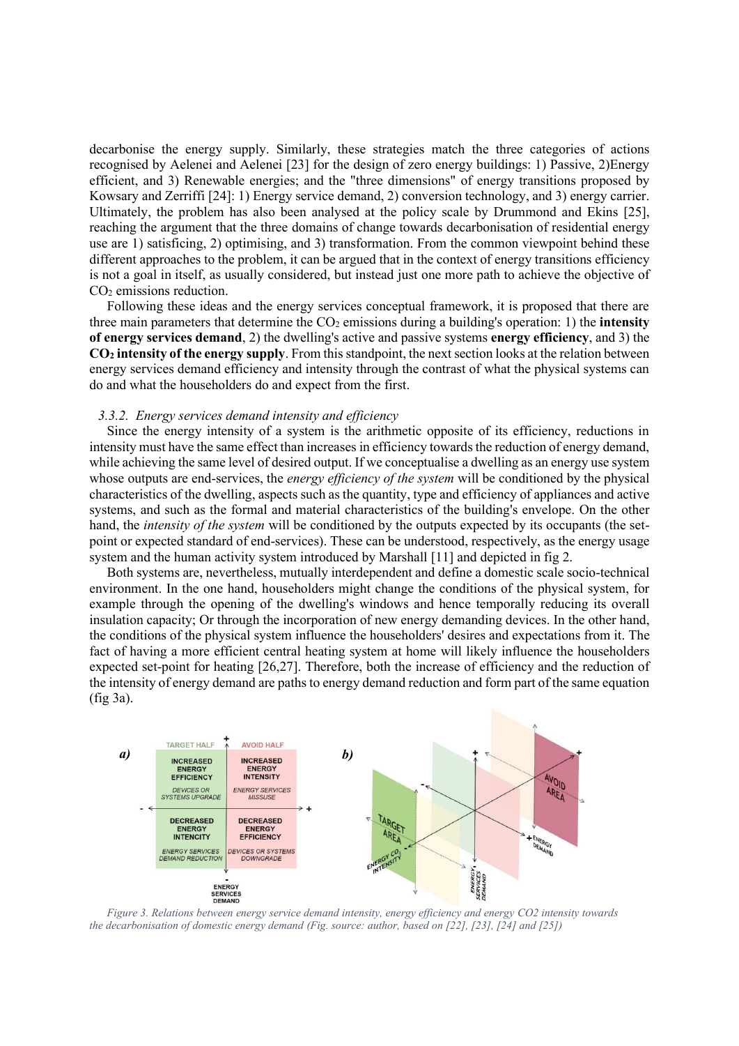decarbonise the energy supply. Similarly, these strategies match the three categories of actions recognised by Aelenei and Aelenei [23] for the design of zero energy buildings: 1) Passive, 2)Energy efficient, and 3) Renewable energies; and the "three dimensions" of energy transitions proposed by Kowsary and Zerriffi [24]: 1) Energy service demand, 2) conversion technology, and 3) energy carrier. Ultimately, the problem has also been analysed at the policy scale by Drummond and Ekins [25], reaching the argument that the three domains of change towards decarbonisation of residential energy use are 1) satisficing, 2) optimising, and 3) transformation. From the common viewpoint behind these different approaches to the problem, it can be argued that in the context of energy transitions efficiency is not a goal in itself, as usually considered, but instead just one more path to achieve the objective of $CO_2$ emissions reduction.

Following these ideas and the energy services conceptual framework, it is proposed that there are three main parameters that determine the $CO_2$ emissions during a building's operation: 1) the **intensity of energy services demand**, 2) the dwelling's active and passive systems **energy efficiency**, and 3) the **$CO_2$ intensity of the energy supply**. From this standpoint, the next section looks at the relation between energy services demand efficiency and intensity through the contrast of what the physical systems can do and what the householders do and expect from the first.

### *3.3.2. Energy services demand intensity and efficiency*

Since the energy intensity of a system is the arithmetic opposite of its efficiency, reductions in intensity must have the same effect than increases in efficiency towards the reduction of energy demand, while achieving the same level of desired output. If we conceptualise a dwelling as an energy use system whose outputs are end-services, the *energy efficiency of the system* will be conditioned by the physical characteristics of the dwelling, aspects such as the quantity, type and efficiency of appliances and active systems, and such as the formal and material characteristics of the building's envelope. On the other hand, the *intensity of the system* will be conditioned by the outputs expected by its occupants (the set-point or expected standard of end-services). These can be understood, respectively, as the energy usage system and the human activity system introduced by Marshall [11] and depicted in fig 2.

Both systems are, nevertheless, mutually interdependent and define a domestic scale socio-technical environment. In the one hand, householders might change the conditions of the physical system, for example through the opening of the dwelling's windows and hence temporally reducing its overall insulation capacity; Or through the incorporation of new energy demanding devices. In the other hand, the conditions of the physical system influence the householders' desires and expectations from it. The fact of having a more efficient central heating system at home will likely influence the householders expected set-point for heating [26,27]. Therefore, both the increase of efficiency and the reduction of the intensity of energy demand are paths to energy demand reduction and form part of the same equation (fig 3a).

*Figure 3. Relations between energy service demand intensity, energy efficiency and energy CO2 intensity towards the decarbonisation of domestic energy demand (Fig. source: author, based on [22], [23], [24] and [25])*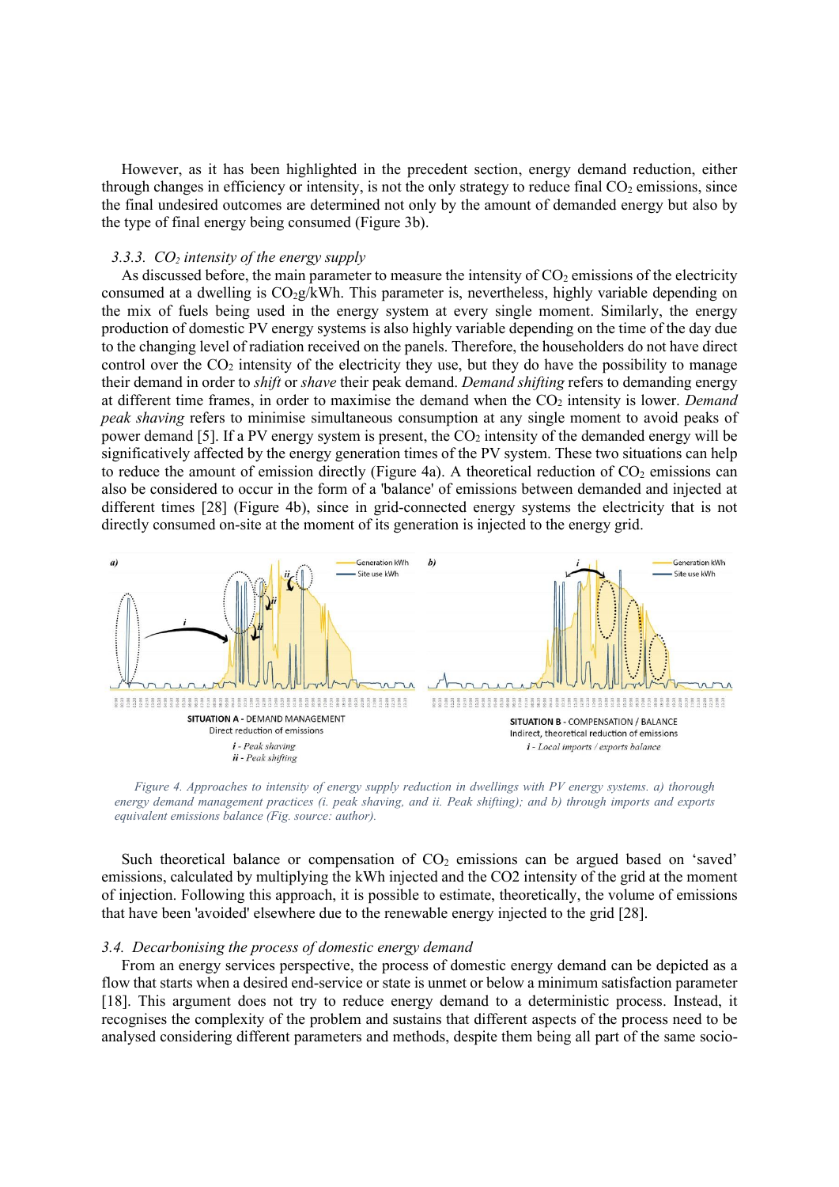However, as it has been highlighted in the precedent section, energy demand reduction, either through changes in efficiency or intensity, is not the only strategy to reduce final $CO_2$ emissions, since the final undesired outcomes are determined not only by the amount of demanded energy but also by the type of final energy being consumed (Figure 3b).

### 3.3.3. $CO_2$ intensity of the energy supply

As discussed before, the main parameter to measure the intensity of $CO_2$ emissions of the electricity consumed at a dwelling is $CO_2$g/kWh. This parameter is, nevertheless, highly variable depending on the mix of fuels being used in the energy system at every single moment. Similarly, the energy production of domestic PV energy systems is also highly variable depending on the time of the day due to the changing level of radiation received on the panels. Therefore, the householders do not have direct control over the $CO_2$ intensity of the electricity they use, but they do have the possibility to manage their demand in order to *shift* or *shave* their peak demand. *Demand shifting* refers to demanding energy at different time frames, in order to maximise the demand when the $CO_2$ intensity is lower. *Demand peak shaving* refers to minimise simultaneous consumption at any single moment to avoid peaks of power demand [5]. If a PV energy system is present, the $CO_2$ intensity of the demanded energy will be significatively affected by the energy generation times of the PV system. These two situations can help to reduce the amount of emission directly (Figure 4a). A theoretical reduction of $CO_2$ emissions can also be considered to occur in the form of a 'balance' of emissions between demanded and injected at different times [28] (Figure 4b), since in grid-connected energy systems the electricity that is not directly consumed on-site at the moment of its generation is injected to the energy grid.

*Figure 4. Approaches to intensity of energy supply reduction in dwellings with PV energy systems. a) thorough energy demand management practices (i. peak shaving, and ii. Peak shifting); and b) through imports and exports equivalent emissions balance (Fig. source: author).*

Such theoretical balance or compensation of $CO_2$ emissions can be argued based on 'saved' emissions, calculated by multiplying the kWh injected and the CO2 intensity of the grid at the moment of injection. Following this approach, it is possible to estimate, theoretically, the volume of emissions that have been 'avoided' elsewhere due to the renewable energy injected to the grid [28].

## 3.4. Decarbonising the process of domestic energy demand

From an energy services perspective, the process of domestic energy demand can be depicted as a flow that starts when a desired end-service or state is unmet or below a minimum satisfaction parameter [18]. This argument does not try to reduce energy demand to a deterministic process. Instead, it recognises the complexity of the problem and sustains that different aspects of the process need to be analysed considering different parameters and methods, despite them being all part of the same socio-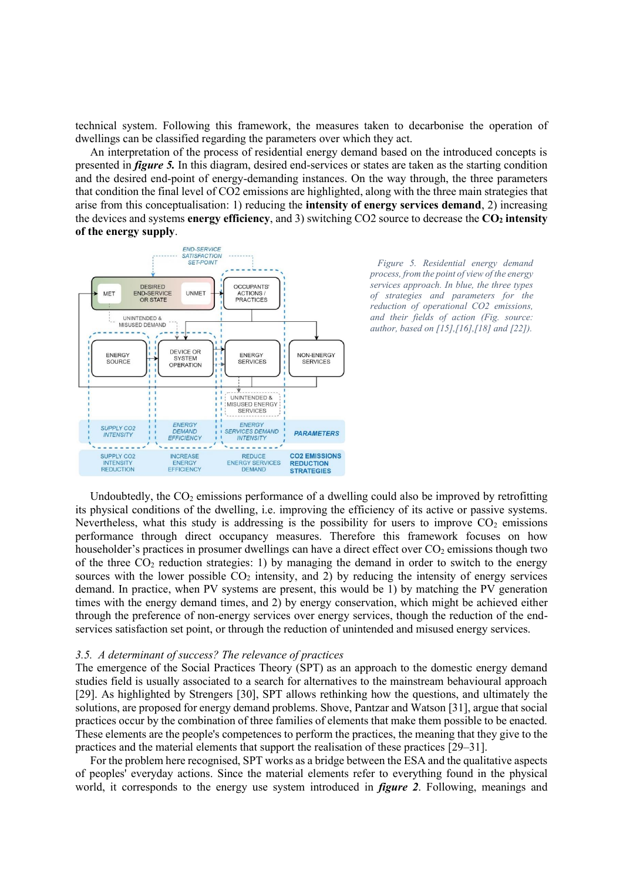technical system. Following this framework, the measures taken to decarbonise the operation of dwellings can be classified regarding the parameters over which they act.

An interpretation of the process of residential energy demand based on the introduced concepts is presented in ***figure 5.*** In this diagram, desired end-services or states are taken as the starting condition and the desired end-point of energy-demanding instances. On the way through, the three parameters that condition the final level of CO2 emissions are highlighted, along with the three main strategies that arise from this conceptualisation: 1) reducing the **intensity of energy services demand**, 2) increasing the devices and systems **energy efficiency**, and 3) switching CO2 source to decrease the **$CO_2$ intensity of the energy supply**.

*Figure 5. Residential energy demand process, from the point of view of the energy services approach. In blue, the three types of strategies and parameters for the reduction of operational CO2 emissions, and their fields of action (Fig. source: author, based on [15],[16],[18] and [22]).*

Undoubtedly, the $CO_2$ emissions performance of a dwelling could also be improved by retrofitting its physical conditions of the dwelling, i.e. improving the efficiency of its active or passive systems. Nevertheless, what this study is addressing is the possibility for users to improve $CO_2$ emissions performance through direct occupancy measures. Therefore this framework focuses on how householder's practices in prosumer dwellings can have a direct effect over $CO_2$ emissions though two of the three $CO_2$ reduction strategies: 1) by managing the demand in order to switch to the energy sources with the lower possible $CO_2$ intensity, and 2) by reducing the intensity of energy services demand. In practice, when PV systems are present, this would be 1) by matching the PV generation times with the energy demand times, and 2) by energy conservation, which might be achieved either through the preference of non-energy services over energy services, though the reduction of the end-services satisfaction set point, or through the reduction of unintended and misused energy services.

### *3.5. A determinant of success? The relevance of practices*

The emergence of the Social Practices Theory (SPT) as an approach to the domestic energy demand studies field is usually associated to a search for alternatives to the mainstream behavioural approach [29]. As highlighted by Strengers [30], SPT allows rethinking how the questions, and ultimately the solutions, are proposed for energy demand problems. Shove, Pantzar and Watson [31], argue that social practices occur by the combination of three families of elements that make them possible to be enacted. These elements are the people's competences to perform the practices, the meaning that they give to the practices and the material elements that support the realisation of these practices [29–31].

For the problem here recognised, SPT works as a bridge between the ESA and the qualitative aspects of peoples' everyday actions. Since the material elements refer to everything found in the physical world, it corresponds to the energy use system introduced in ***figure 2***. Following, meanings and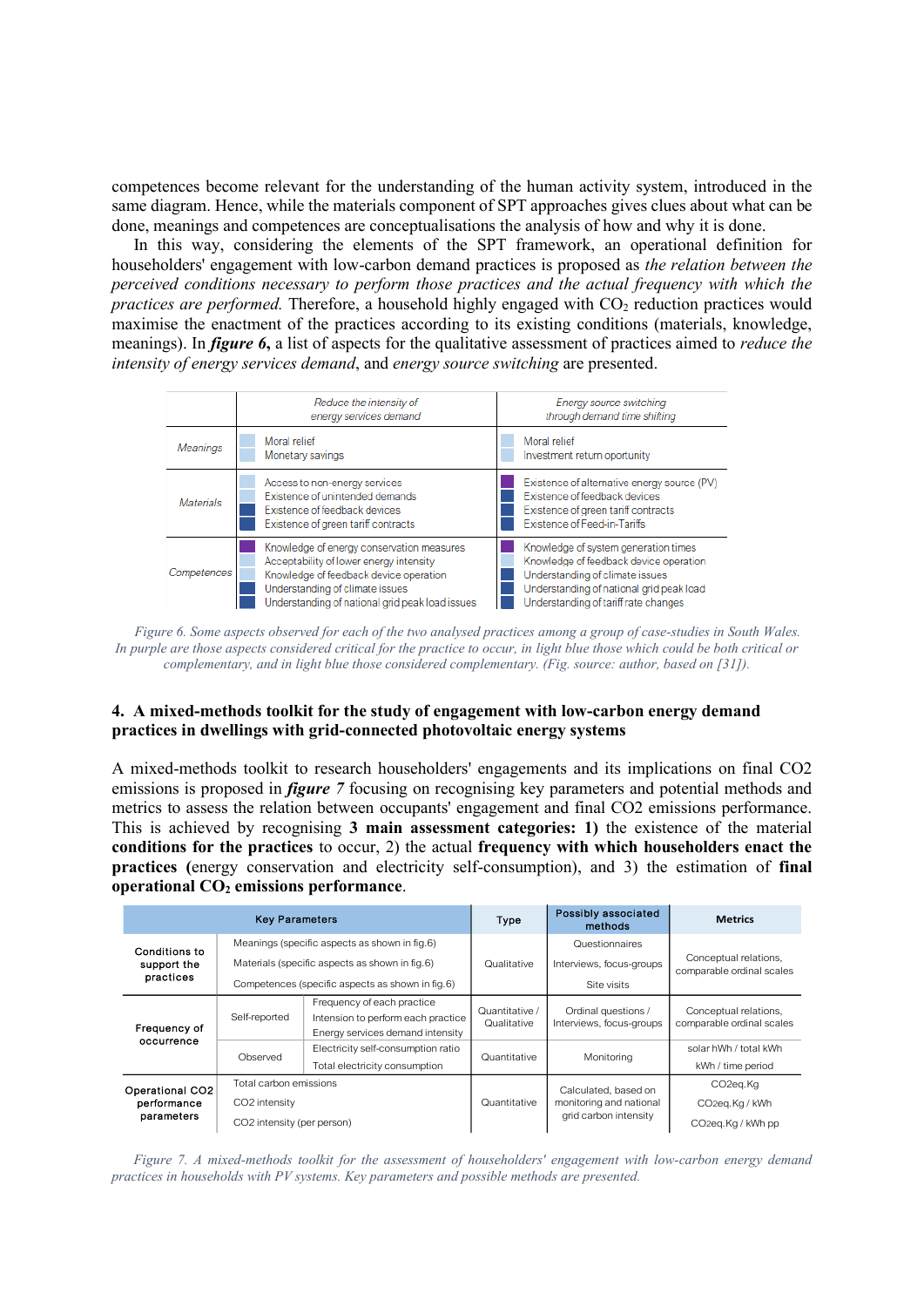competences become relevant for the understanding of the human activity system, introduced in the same diagram. Hence, while the materials component of SPT approaches gives clues about what can be done, meanings and competences are conceptualisations the analysis of how and why it is done.

In this way, considering the elements of the SPT framework, an operational definition for householders' engagement with low-carbon demand practices is proposed as *the relation between the perceived conditions necessary to perform those practices and the actual frequency with which the practices are performed.* Therefore, a household highly engaged with $CO_2$ reduction practices would maximise the enactment of the practices according to its existing conditions (materials, knowledge, meanings). In ***figure 6***, a list of aspects for the qualitative assessment of practices aimed to *reduce the intensity of energy services demand*, and *energy source switching* are presented.

| | *Reduce the intensity of energy services demand* | *Energy source switching through demand time shifting* |
|---|---|---|
| *Meanings* | Moral relief<br>Monetary savings | Moral relief<br>Investment return oportunity |
| *Materials* | Access to non-energy services<br>Existence of unintended demands<br>Existence of feedback devices<br>Existence of green tariff contracts | Existence of alternative energy source (PV)<br>Existence of feedback devices<br>Existence of green tariff contracts<br>Existence of Feed-in-Tariffs |
| *Competences* | Knowledge of energy conservation measures<br>Acceptability of lower energy intensity<br>Knowledge of feedback device operation<br>Understanding of climate issues<br>Understanding of national grid peak load issues | Knowledge of system generation times<br>Knowledge of feedback device operation<br>Understanding of climate issues<br>Understanding of national grid peak load<br>Understanding of tariff rate changes |

*Figure 6. Some aspects observed for each of the two analysed practices among a group of case-studies in South Wales. In purple are those aspects considered critical for the practice to occur, in light blue those which could be both critical or complementary, and in light blue those considered complementary. (Fig. source: author, based on [31]).*

## 4. A mixed-methods toolkit for the study of engagement with low-carbon energy demand practices in dwellings with grid-connected photovoltaic energy systems

A mixed-methods toolkit to research householders' engagements and its implications on final CO2 emissions is proposed in ***figure 7*** focusing on recognising key parameters and potential methods and metrics to assess the relation between occupants' engagement and final CO2 emissions performance. This is achieved by recognising **3 main assessment categories: 1)** the existence of the material **conditions for the practices** to occur, 2) the actual **frequency with which householders enact the practices (**energy conservation and electricity self-consumption), and 3) the estimation of **final operational $CO_2$ emissions performance**.

| Key Parameters | | | Type | Possibly associated methods | Metrics |
|---|---|---|---|---|---|
| Conditions to support the practices | Meanings (specific aspects as shown in fig.6) | | Qualitative | Questionnaires | Conceptual relations, comparable ordinal scales |
| | Materials (specific aspects as shown in fig.6) | | | Interviews, focus-groups | |
| | Competences (specific aspects as shown in fig.6) | | | Site visits | |
| Frequency of occurrence | Self-reported | Frequency of each practice<br>Intension to perform each practice<br>Energy services demand intensity | Quantitative / Qualitative | Ordinal questions / Interviews, focus-groups | Conceptual relations, comparable ordinal scales |
| | Observed | Electricity self-consumption ratio | Quantitative | Monitoring | solar hWh / total kWh |
| | | Total electricity consumption | | | kWh / time period |
| Operational CO2 performance parameters | Total carbon emissions | | Quantitative | Calculated, based on monitoring and national grid carbon intensity | CO2eq.Kg |
| | CO2 intensity | | | | CO2eq.Kg / kWh |
| | CO2 intensity (per person) | | | | CO2eq.Kg / kWh pp |

*Figure 7. A mixed-methods toolkit for the assessment of householders' engagement with low-carbon energy demand practices in households with PV systems. Key parameters and possible methods are presented.*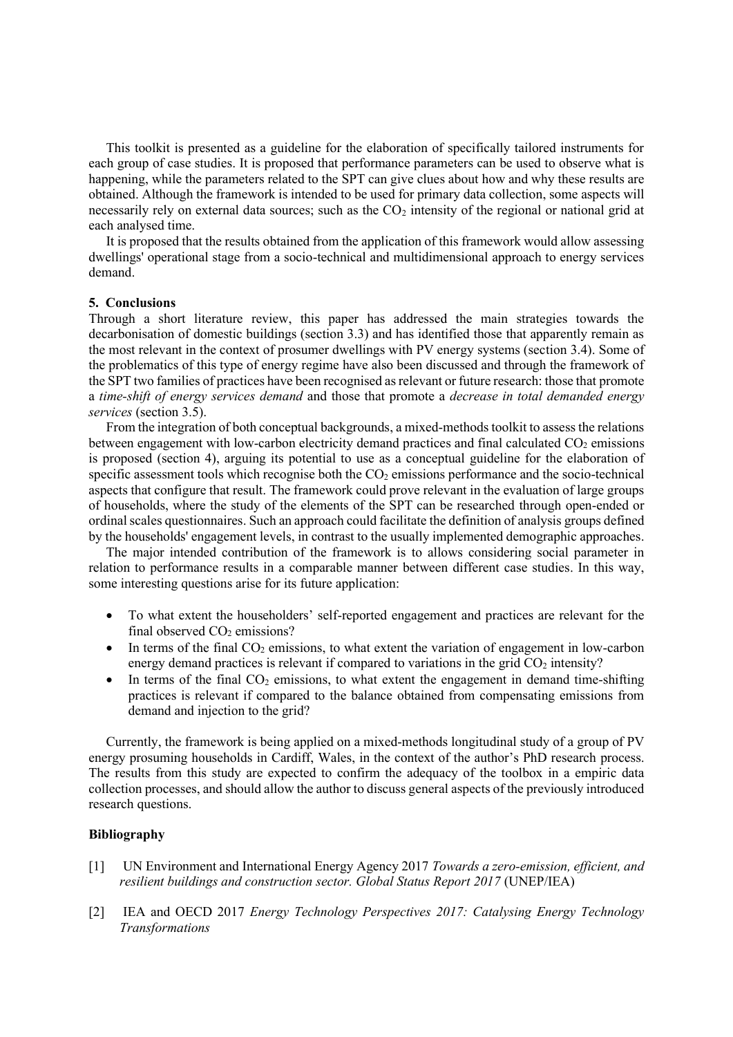This toolkit is presented as a guideline for the elaboration of specifically tailored instruments for each group of case studies. It is proposed that performance parameters can be used to observe what is happening, while the parameters related to the SPT can give clues about how and why these results are obtained. Although the framework is intended to be used for primary data collection, some aspects will necessarily rely on external data sources; such as the $CO_2$ intensity of the regional or national grid at each analysed time.

It is proposed that the results obtained from the application of this framework would allow assessing dwellings' operational stage from a socio-technical and multidimensional approach to energy services demand.

## 5. Conclusions

Through a short literature review, this paper has addressed the main strategies towards the decarbonisation of domestic buildings (section 3.3) and has identified those that apparently remain as the most relevant in the context of prosumer dwellings with PV energy systems (section 3.4). Some of the problematics of this type of energy regime have also been discussed and through the framework of the SPT two families of practices have been recognised as relevant or future research: those that promote a *time-shift of energy services demand* and those that promote a *decrease in total demanded energy services* (section 3.5).

From the integration of both conceptual backgrounds, a mixed-methods toolkit to assess the relations between engagement with low-carbon electricity demand practices and final calculated $CO_2$ emissions is proposed (section 4), arguing its potential to use as a conceptual guideline for the elaboration of specific assessment tools which recognise both the $CO_2$ emissions performance and the socio-technical aspects that configure that result. The framework could prove relevant in the evaluation of large groups of households, where the study of the elements of the SPT can be researched through open-ended or ordinal scales questionnaires. Such an approach could facilitate the definition of analysis groups defined by the households' engagement levels, in contrast to the usually implemented demographic approaches.

The major intended contribution of the framework is to allows considering social parameter in relation to performance results in a comparable manner between different case studies. In this way, some interesting questions arise for its future application:

- To what extent the householders' self-reported engagement and practices are relevant for the final observed $CO_2$ emissions?
- In terms of the final $CO_2$ emissions, to what extent the variation of engagement in low-carbon energy demand practices is relevant if compared to variations in the grid $CO_2$ intensity?
- In terms of the final $CO_2$ emissions, to what extent the engagement in demand time-shifting practices is relevant if compared to the balance obtained from compensating emissions from demand and injection to the grid?

Currently, the framework is being applied on a mixed-methods longitudinal study of a group of PV energy prosuming households in Cardiff, Wales, in the context of the author's PhD research process. The results from this study are expected to confirm the adequacy of the toolbox in a empiric data collection processes, and should allow the author to discuss general aspects of the previously introduced research questions.

## Bibliography

[1] UN Environment and International Energy Agency 2017 *Towards a zero-emission, efficient, and resilient buildings and construction sector. Global Status Report 2017* (UNEP/IEA)

[2] IEA and OECD 2017 *Energy Technology Perspectives 2017: Catalysing Energy Technology Transformations*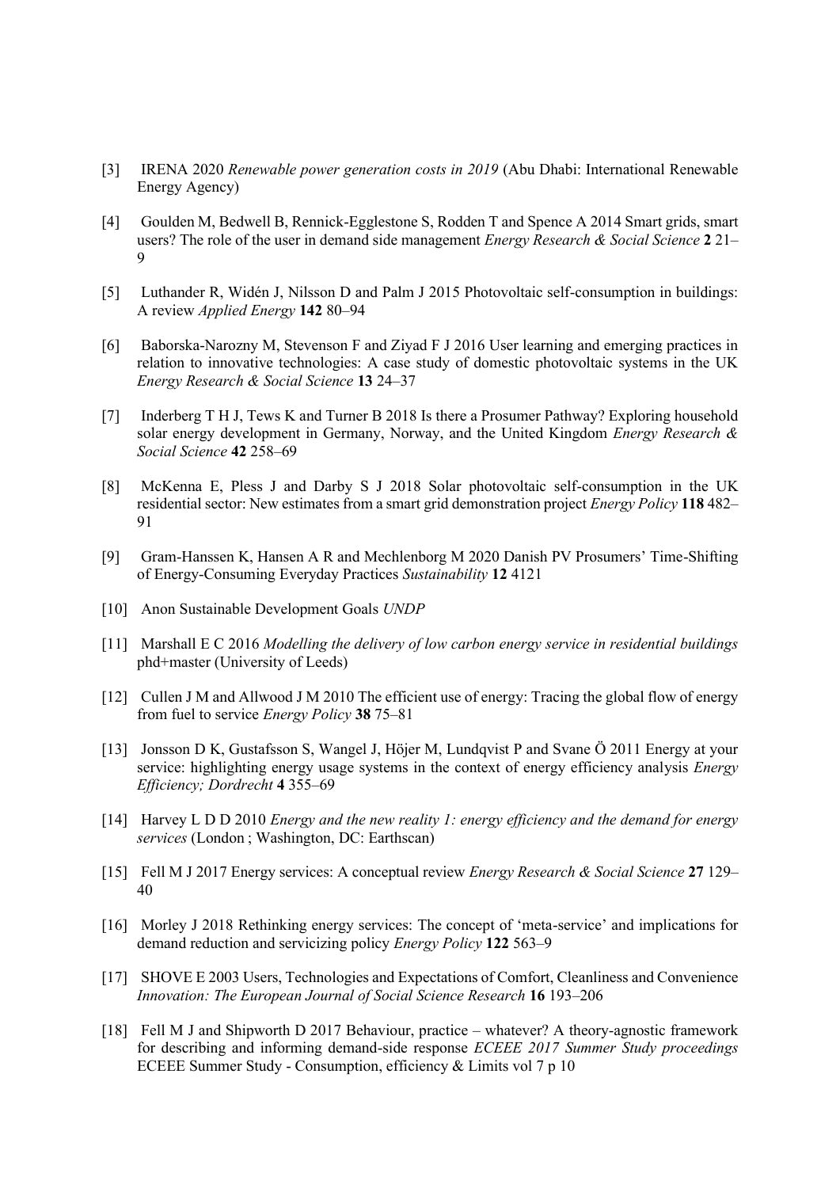[3] IRENA 2020 *Renewable power generation costs in 2019* (Abu Dhabi: International Renewable Energy Agency)

[4] Goulden M, Bedwell B, Rennick-Egglestone S, Rodden T and Spence A 2014 Smart grids, smart users? The role of the user in demand side management *Energy Research & Social Science* **2** 21–9

[5] Luthander R, Widén J, Nilsson D and Palm J 2015 Photovoltaic self-consumption in buildings: A review *Applied Energy* **142** 80–94

[6] Baborska-Narozny M, Stevenson F and Ziyad F J 2016 User learning and emerging practices in relation to innovative technologies: A case study of domestic photovoltaic systems in the UK *Energy Research & Social Science* **13** 24–37

[7] Inderberg T H J, Tews K and Turner B 2018 Is there a Prosumer Pathway? Exploring household solar energy development in Germany, Norway, and the United Kingdom *Energy Research & Social Science* **42** 258–69

[8] McKenna E, Pless J and Darby S J 2018 Solar photovoltaic self-consumption in the UK residential sector: New estimates from a smart grid demonstration project *Energy Policy* **118** 482–91

[9] Gram-Hanssen K, Hansen A R and Mechlenborg M 2020 Danish PV Prosumers' Time-Shifting of Energy-Consuming Everyday Practices *Sustainability* **12** 4121

[10] Anon Sustainable Development Goals *UNDP*

[11] Marshall E C 2016 *Modelling the delivery of low carbon energy service in residential buildings* phd+master (University of Leeds)

[12] Cullen J M and Allwood J M 2010 The efficient use of energy: Tracing the global flow of energy from fuel to service *Energy Policy* **38** 75–81

[13] Jonsson D K, Gustafsson S, Wangel J, Höjer M, Lundqvist P and Svane Ö 2011 Energy at your service: highlighting energy usage systems in the context of energy efficiency analysis *Energy Efficiency; Dordrecht* **4** 355–69

[14] Harvey L D D 2010 *Energy and the new reality 1: energy efficiency and the demand for energy services* (London ; Washington, DC: Earthscan)

[15] Fell M J 2017 Energy services: A conceptual review *Energy Research & Social Science* **27** 129–40

[16] Morley J 2018 Rethinking energy services: The concept of 'meta-service' and implications for demand reduction and servicizing policy *Energy Policy* **122** 563–9

[17] SHOVE E 2003 Users, Technologies and Expectations of Comfort, Cleanliness and Convenience *Innovation: The European Journal of Social Science Research* **16** 193–206

[18] Fell M J and Shipworth D 2017 Behaviour, practice – whatever? A theory-agnostic framework for describing and informing demand-side response *ECEEE 2017 Summer Study proceedings* ECEEE Summer Study - Consumption, efficiency & Limits vol 7 p 10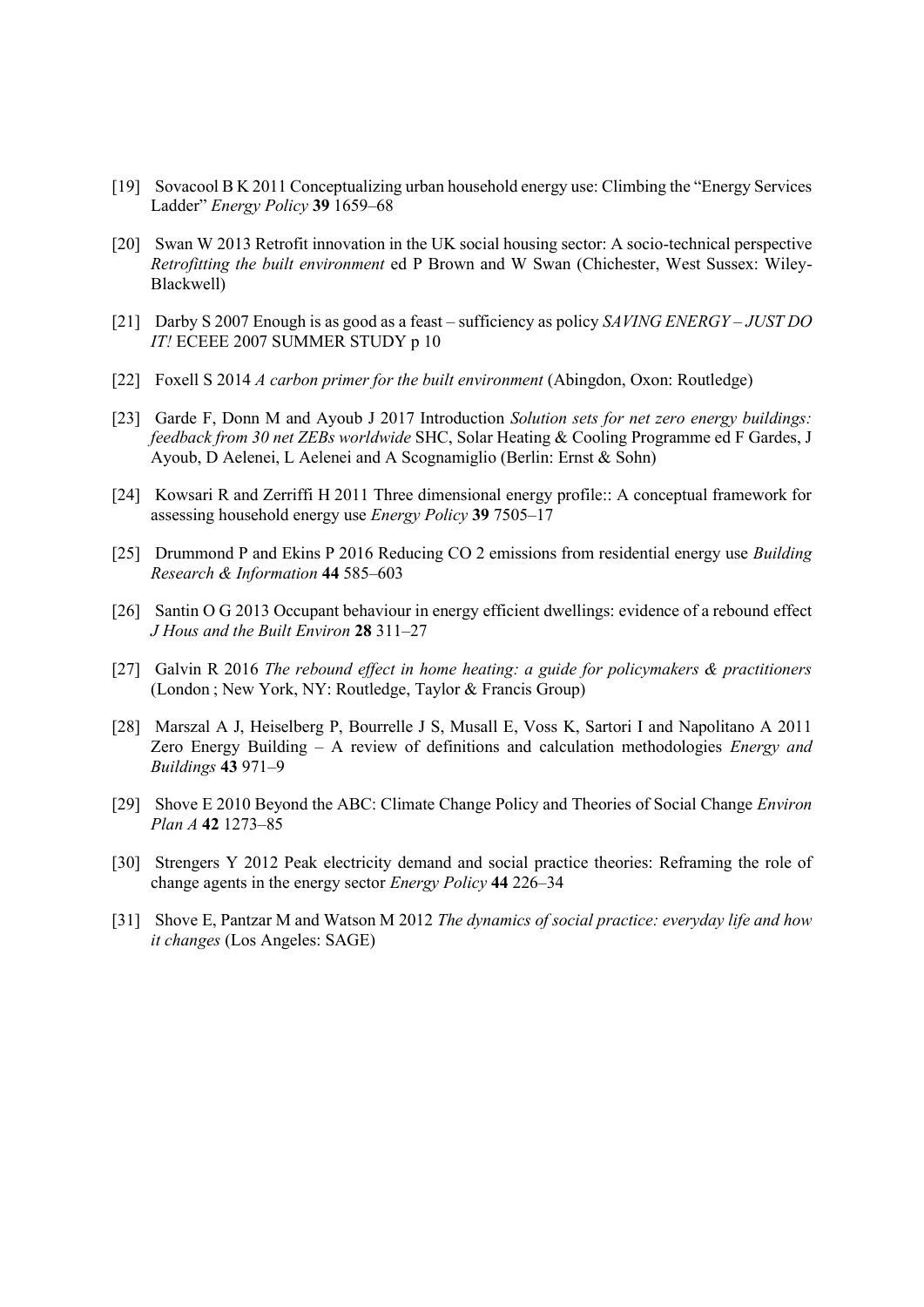[19] Sovacool B K 2011 Conceptualizing urban household energy use: Climbing the "Energy Services Ladder" *Energy Policy* **39** 1659–68

[20] Swan W 2013 Retrofit innovation in the UK social housing sector: A socio-technical perspective *Retrofitting the built environment* ed P Brown and W Swan (Chichester, West Sussex: Wiley-Blackwell)

[21] Darby S 2007 Enough is as good as a feast – sufficiency as policy *SAVING ENERGY – JUST DO IT!* ECEEE 2007 SUMMER STUDY p 10

[22] Foxell S 2014 *A carbon primer for the built environment* (Abingdon, Oxon: Routledge)

[23] Garde F, Donn M and Ayoub J 2017 Introduction *Solution sets for net zero energy buildings: feedback from 30 net ZEBs worldwide* SHC, Solar Heating & Cooling Programme ed F Gardes, J Ayoub, D Aelenei, L Aelenei and A Scognamiglio (Berlin: Ernst & Sohn)

[24] Kowsari R and Zerriffi H 2011 Three dimensional energy profile:: A conceptual framework for assessing household energy use *Energy Policy* **39** 7505–17

[25] Drummond P and Ekins P 2016 Reducing CO 2 emissions from residential energy use *Building Research & Information* **44** 585–603

[26] Santin O G 2013 Occupant behaviour in energy efficient dwellings: evidence of a rebound effect *J Hous and the Built Environ* **28** 311–27

[27] Galvin R 2016 *The rebound effect in home heating: a guide for policymakers & practitioners* (London ; New York, NY: Routledge, Taylor & Francis Group)

[28] Marszal A J, Heiselberg P, Bourrelle J S, Musall E, Voss K, Sartori I and Napolitano A 2011 Zero Energy Building – A review of definitions and calculation methodologies *Energy and Buildings* **43** 971–9

[29] Shove E 2010 Beyond the ABC: Climate Change Policy and Theories of Social Change *Environ Plan A* **42** 1273–85

[30] Strengers Y 2012 Peak electricity demand and social practice theories: Reframing the role of change agents in the energy sector *Energy Policy* **44** 226–34

[31] Shove E, Pantzar M and Watson M 2012 *The dynamics of social practice: everyday life and how it changes* (Los Angeles: SAGE)